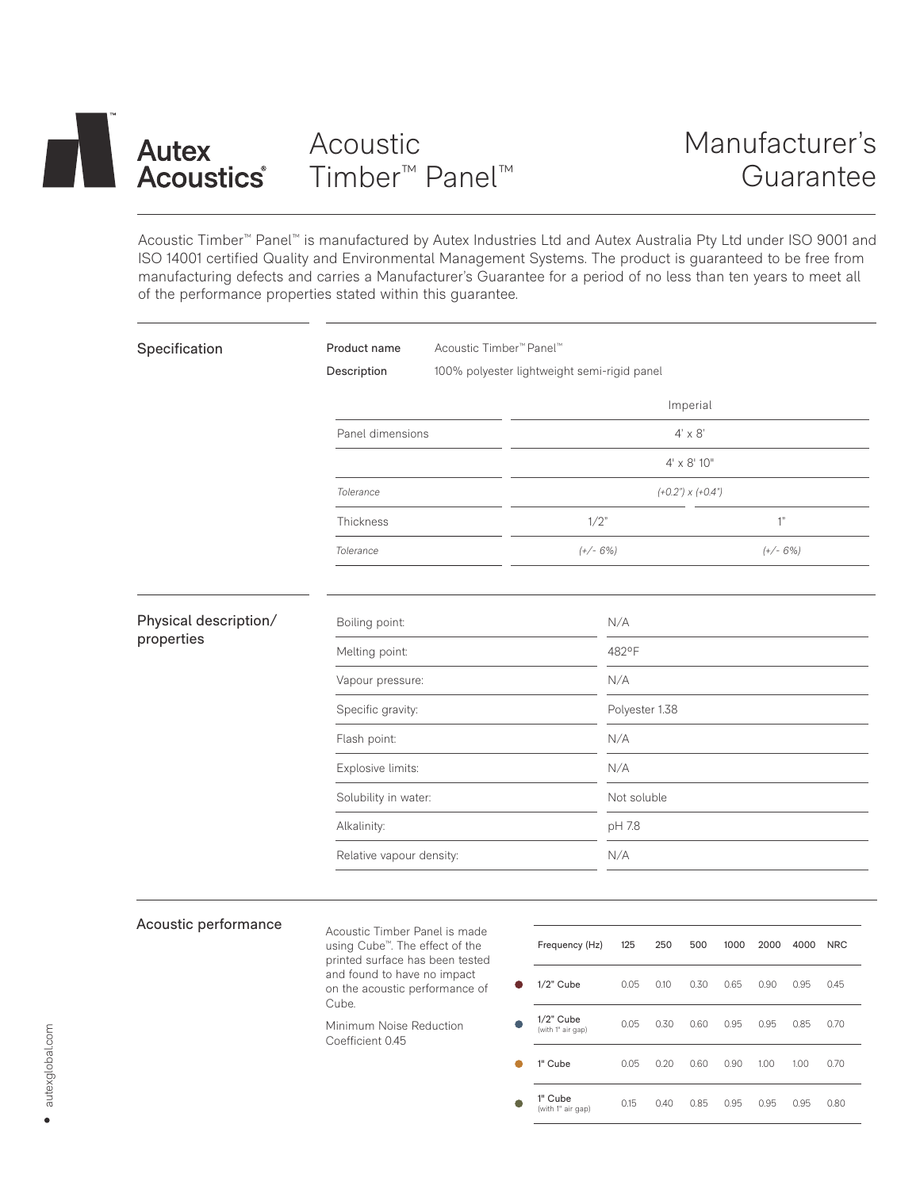# Autex Acoustics®

## Acoustic Timber™ Panel™

## Manufacturer's Guarantee

Acoustic Timber™ Panel™ is manufactured by Autex Industries Ltd and Autex Australia Pty Ltd under ISO 9001 and ISO 14001 certified Quality and Environmental Management Systems. The product is guaranteed to be free from manufacturing defects and carries a Manufacturer's Guarantee for a period of no less than ten years to meet all of the performance properties stated within this guarantee.

### Specification

**Product name** Acoustic Timber™ Panel™

**Description** 100% polyester lightweight semi-rigid panel

| | Imperial | |
|---|---|---|
| Panel dimensions | 4' x 8' | |
| | 4' x 8' 10" | |
| *Tolerance* | *(+0.2") x (+0.4")* | |
| Thickness | 1/2" | 1" |
| *Tolerance* | *(+/- 6%)* | *(+/- 6%)* |

### Physical description/ properties

| Property | Value |
|---|---|
| Boiling point: | N/A |
| Melting point: | 482°F |
| Vapour pressure: | N/A |
| Specific gravity: | Polyester 1.38 |
| Flash point: | N/A |
| Explosive limits: | N/A |
| Solubility in water: | Not soluble |
| Alkalinity: | pH 7.8 |
| Relative vapour density: | N/A |

### Acoustic performance

Acoustic Timber Panel is made using Cube™. The effect of the printed surface has been tested and found to have no impact on the acoustic performance of Cube.

Minimum Noise Reduction Coefficient 0.45

| Frequency (Hz) | 125 | 250 | 500 | 1000 | 2000 | 4000 | NRC |
|---|---|---|---|---|---|---|---|
| 1/2" Cube | 0.05 | 0.10 | 0.30 | 0.65 | 0.90 | 0.95 | 0.45 |
| 1/2" Cube (with 1" air gap) | 0.05 | 0.30 | 0.60 | 0.95 | 0.95 | 0.85 | 0.70 |
| 1" Cube | 0.05 | 0.20 | 0.60 | 0.90 | 1.00 | 1.00 | 0.70 |
| 1" Cube (with 1" air gap) | 0.15 | 0.40 | 0.85 | 0.95 | 0.95 | 0.95 | 0.80 |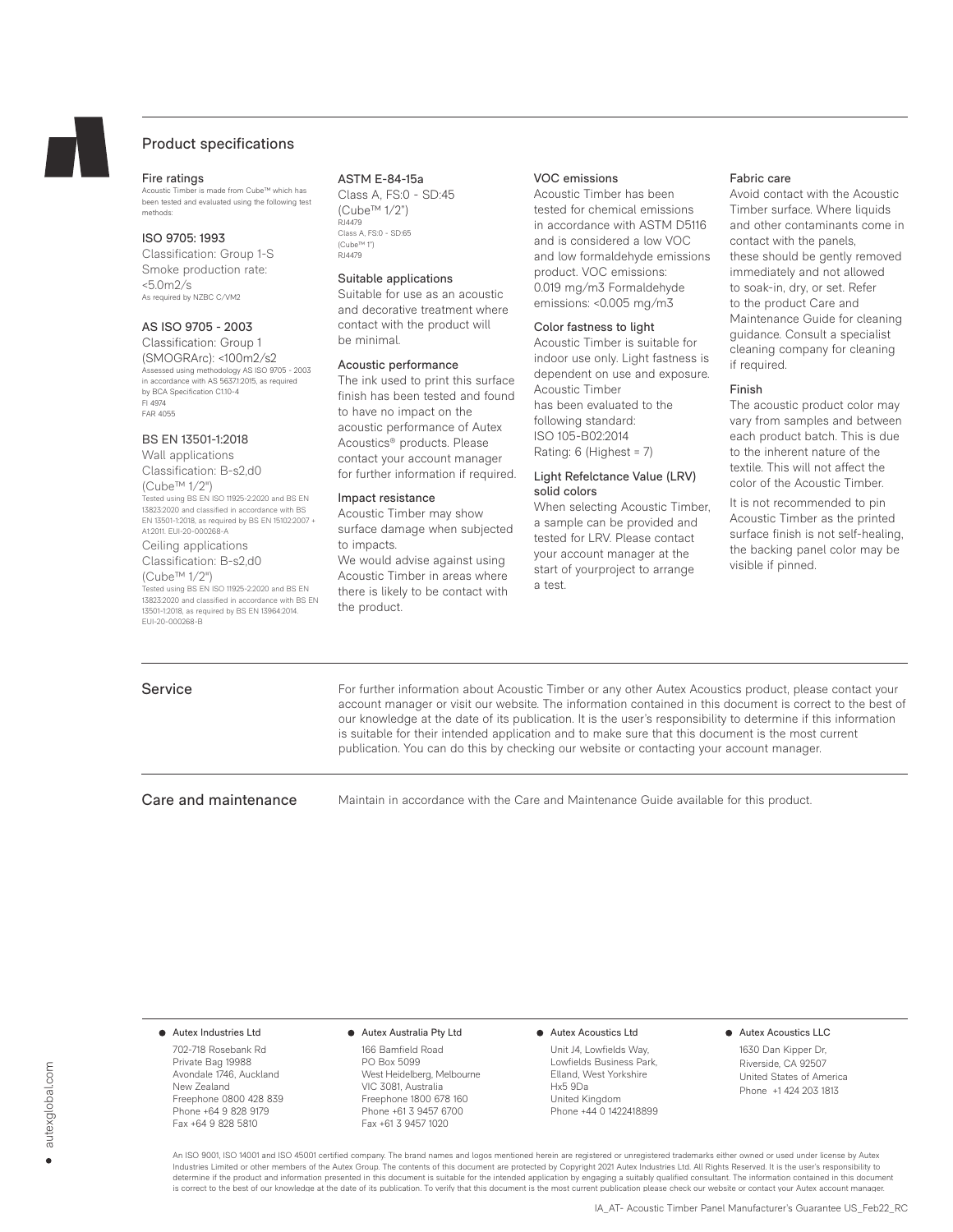## Product specifications

### Fire ratings

Acoustic Timber is made from Cube™ which has been tested and evaluated using the following test methods:

#### ISO 9705: 1993

Classification: Group 1-S
Smoke production rate: <5.0m2/s
As required by NZBC C/VM2

#### AS ISO 9705 - 2003

Classification: Group 1
(SMOGRArc): <100m2/s2
Assessed using methodology AS ISO 9705 - 2003 in accordance with AS 5637.1:2015, as required by BCA Specification C1.10-4
FI 4974
FAR 4055

#### BS EN 13501-1:2018

Wall applications
Classification: B-s2,d0
(Cube™ 1/2")
Tested using BS EN ISO 11925-2:2020 and BS EN 13823:2020 and classified in accordance with BS EN 13501-1:2018, as required by BS EN 15102:2007 + A1:2011. EUI-20-000268-A

Ceiling applications
Classification: B-s2,d0
(Cube™ 1/2")
Tested using BS EN ISO 11925-2:2020 and BS EN 13823:2020 and classified in accordance with BS EN 13501-1:2018, as required by BS EN 13964:2014. EUI-20-000268-B

#### ASTM E-84-15a

Class A, FS:0 - SD:45
(Cube™ 1/2")
RJ4479
Class A, FS:0 - SD:65
(Cube™ 1")
RJ4479

### Suitable applications

Suitable for use as an acoustic and decorative treatment where contact with the product will be minimal.

### Acoustic performance

The ink used to print this surface finish has been tested and found to have no impact on the acoustic performance of Autex Acoustics® products. Please contact your account manager for further information if required.

### Impact resistance

Acoustic Timber may show surface damage when subjected to impacts.
We would advise against using Acoustic Timber in areas where there is likely to be contact with the product.

### VOC emissions

Acoustic Timber has been tested for chemical emissions in accordance with ASTM D5116 and is considered a low VOC and low formaldehyde emissions product. VOC emissions: 0.019 mg/m3 Formaldehyde emissions: <0.005 mg/m3

### Color fastness to light

Acoustic Timber is suitable for indoor use only. Light fastness is dependent on use and exposure. Acoustic Timber has been evaluated to the following standard:
ISO 105-B02:2014
Rating: 6 (Highest = 7)

### Light Refelctance Value (LRV) solid colors

When selecting Acoustic Timber, a sample can be provided and tested for LRV. Please contact your account manager at the start of yourproject to arrange a test.

### Fabric care

Avoid contact with the Acoustic Timber surface. Where liquids and other contaminants come in contact with the panels, these should be gently removed immediately and not allowed to soak-in, dry, or set. Refer to the product Care and Maintenance Guide for cleaning guidance. Consult a specialist cleaning company for cleaning if required.

### Finish

The acoustic product color may vary from samples and between each product batch. This is due to the inherent nature of the textile. This will not affect the color of the Acoustic Timber.

It is not recommended to pin Acoustic Timber as the printed surface finish is not self-healing, the backing panel color may be visible if pinned.

## Service

For further information about Acoustic Timber or any other Autex Acoustics product, please contact your account manager or visit our website. The information contained in this document is correct to the best of our knowledge at the date of its publication. It is the user's responsibility to determine if this information is suitable for their intended application and to make sure that this document is the most current publication. You can do this by checking our website or contacting your account manager.

## Care and maintenance

Maintain in accordance with the Care and Maintenance Guide available for this product.

---

**Autex Industries Ltd**
702-718 Rosebank Rd
Private Bag 19988
Avondale 1746, Auckland
New Zealand
Freephone 0800 428 839
Phone +64 9 828 9179
Fax +64 9 828 5810

**Autex Australia Pty Ltd**
166 Bamfield Road
PO Box 5099
West Heidelberg, Melbourne
VIC 3081, Australia
Freephone 1800 678 160
Phone +61 3 9457 6700
Fax +61 3 9457 1020

**Autex Acoustics Ltd**
Unit J4, Lowfields Way,
Lowfields Business Park,
Elland, West Yorkshire
Hx5 9Da
United Kingdom
Phone +44 0 1422418899

**Autex Acoustics LLC**
1630 Dan Kipper Dr,
Riverside, CA 92507
United States of America
Phone +1 424 203 1813

autexglobal.com

An ISO 9001, ISO 14001 and ISO 45001 certified company. The brand names and logos mentioned herein are registered or unregistered trademarks either owned or used under license by Autex Industries Limited or other members of the Autex Group. The contents of this document are protected by Copyright 2021 Autex Industries Ltd. All Rights Reserved. It is the user's responsibility to determine if the product and information presented in this document is suitable for the intended application by engaging a suitably qualified consultant. The information contained in this document is correct to the best of our knowledge at the date of its publication. To verify that this document is the most current publication please check our website or contact your Autex account manager.

IA_AT- Acoustic Timber Panel Manufacturer's Guarantee US_Feb22_RC